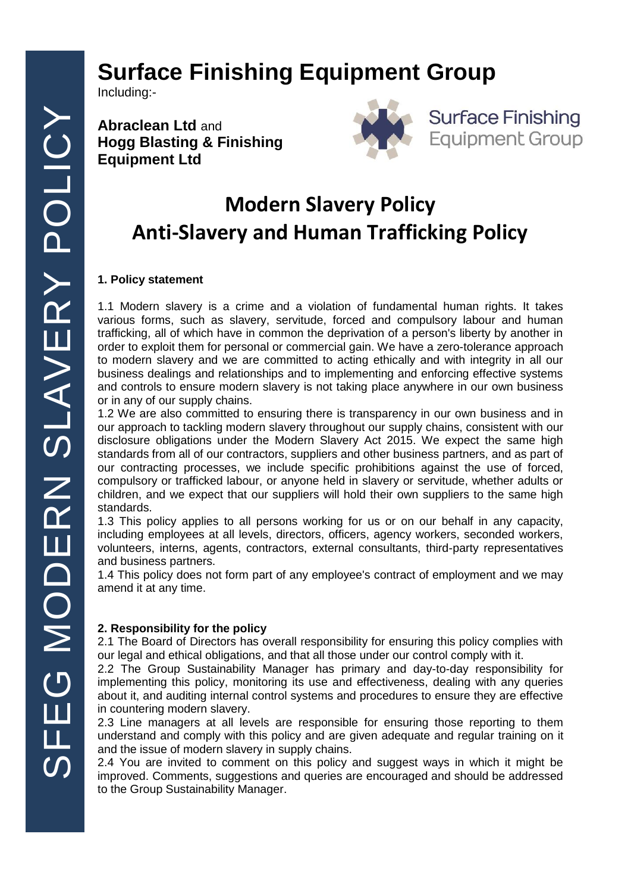# Surface Finishing Equipment Group

Including:-

**Abraclean Ltd** and
**Hogg Blasting & Finishing Equipment Ltd**

Surface Finishing Equipment Group

## Modern Slavery Policy
## Anti-Slavery and Human Trafficking Policy

### 1. Policy statement

1.1 Modern slavery is a crime and a violation of fundamental human rights. It takes various forms, such as slavery, servitude, forced and compulsory labour and human trafficking, all of which have in common the deprivation of a person's liberty by another in order to exploit them for personal or commercial gain. We have a zero-tolerance approach to modern slavery and we are committed to acting ethically and with integrity in all our business dealings and relationships and to implementing and enforcing effective systems and controls to ensure modern slavery is not taking place anywhere in our own business or in any of our supply chains.

1.2 We are also committed to ensuring there is transparency in our own business and in our approach to tackling modern slavery throughout our supply chains, consistent with our disclosure obligations under the Modern Slavery Act 2015. We expect the same high standards from all of our contractors, suppliers and other business partners, and as part of our contracting processes, we include specific prohibitions against the use of forced, compulsory or trafficked labour, or anyone held in slavery or servitude, whether adults or children, and we expect that our suppliers will hold their own suppliers to the same high standards.

1.3 This policy applies to all persons working for us or on our behalf in any capacity, including employees at all levels, directors, officers, agency workers, seconded workers, volunteers, interns, agents, contractors, external consultants, third-party representatives and business partners.

1.4 This policy does not form part of any employee's contract of employment and we may amend it at any time.

### 2. Responsibility for the policy

2.1 The Board of Directors has overall responsibility for ensuring this policy complies with our legal and ethical obligations, and that all those under our control comply with it.

2.2 The Group Sustainability Manager has primary and day-to-day responsibility for implementing this policy, monitoring its use and effectiveness, dealing with any queries about it, and auditing internal control systems and procedures to ensure they are effective in countering modern slavery.

2.3 Line managers at all levels are responsible for ensuring those reporting to them understand and comply with this policy and are given adequate and regular training on it and the issue of modern slavery in supply chains.

2.4 You are invited to comment on this policy and suggest ways in which it might be improved. Comments, suggestions and queries are encouraged and should be addressed to the Group Sustainability Manager.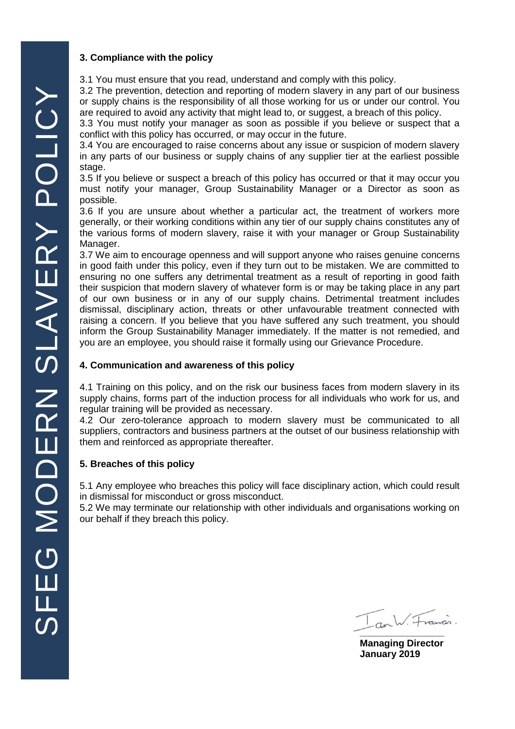## 3. Compliance with the policy

3.1 You must ensure that you read, understand and comply with this policy.
3.2 The prevention, detection and reporting of modern slavery in any part of our business or supply chains is the responsibility of all those working for us or under our control. You are required to avoid any activity that might lead to, or suggest, a breach of this policy.
3.3 You must notify your manager as soon as possible if you believe or suspect that a conflict with this policy has occurred, or may occur in the future.
3.4 You are encouraged to raise concerns about any issue or suspicion of modern slavery in any parts of our business or supply chains of any supplier tier at the earliest possible stage.
3.5 If you believe or suspect a breach of this policy has occurred or that it may occur you must notify your manager, Group Sustainability Manager or a Director as soon as possible.
3.6 If you are unsure about whether a particular act, the treatment of workers more generally, or their working conditions within any tier of our supply chains constitutes any of the various forms of modern slavery, raise it with your manager or Group Sustainability Manager.
3.7 We aim to encourage openness and will support anyone who raises genuine concerns in good faith under this policy, even if they turn out to be mistaken. We are committed to ensuring no one suffers any detrimental treatment as a result of reporting in good faith their suspicion that modern slavery of whatever form is or may be taking place in any part of our own business or in any of our supply chains. Detrimental treatment includes dismissal, disciplinary action, threats or other unfavourable treatment connected with raising a concern. If you believe that you have suffered any such treatment, you should inform the Group Sustainability Manager immediately. If the matter is not remedied, and you are an employee, you should raise it formally using our Grievance Procedure.

## 4. Communication and awareness of this policy

4.1 Training on this policy, and on the risk our business faces from modern slavery in its supply chains, forms part of the induction process for all individuals who work for us, and regular training will be provided as necessary.
4.2 Our zero-tolerance approach to modern slavery must be communicated to all suppliers, contractors and business partners at the outset of our business relationship with them and reinforced as appropriate thereafter.

## 5. Breaches of this policy

5.1 Any employee who breaches this policy will face disciplinary action, which could result in dismissal for misconduct or gross misconduct.
5.2 We may terminate our relationship with other individuals and organisations working on our behalf if they breach this policy.

Ian W. Francis.

**Managing Director**
**January 2019**